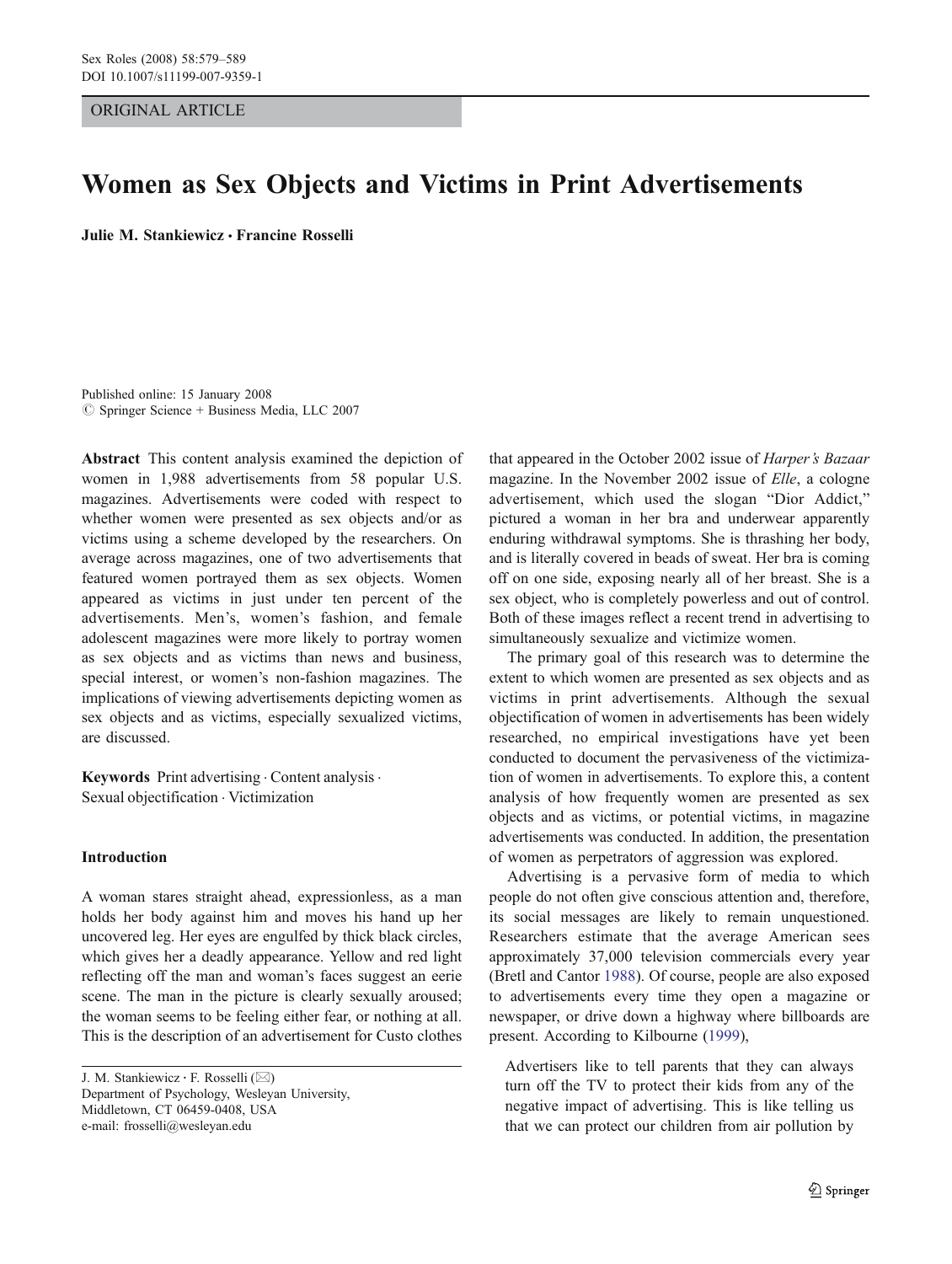ORIGINAL ARTICLE

# Women as Sex Objects and Victims in Print Advertisements

**Julie M. Stankiewicz · Francine Rosselli**

Published online: 15 January 2008
© Springer Science + Business Media, LLC 2007

**Abstract** This content analysis examined the depiction of women in 1,988 advertisements from 58 popular U.S. magazines. Advertisements were coded with respect to whether women were presented as sex objects and/or as victims using a scheme developed by the researchers. On average across magazines, one of two advertisements that featured women portrayed them as sex objects. Women appeared as victims in just under ten percent of the advertisements. Men's, women's fashion, and female adolescent magazines were more likely to portray women as sex objects and as victims than news and business, special interest, or women's non-fashion magazines. The implications of viewing advertisements depicting women as sex objects and as victims, especially sexualized victims, are discussed.

**Keywords** Print advertising · Content analysis · Sexual objectification · Victimization

## Introduction

A woman stares straight ahead, expressionless, as a man holds her body against him and moves his hand up her uncovered leg. Her eyes are engulfed by thick black circles, which gives her a deadly appearance. Yellow and red light reflecting off the man and woman's faces suggest an eerie scene. The man in the picture is clearly sexually aroused; the woman seems to be feeling either fear, or nothing at all. This is the description of an advertisement for Custo clothes that appeared in the October 2002 issue of *Harper's Bazaar* magazine. In the November 2002 issue of *Elle*, a cologne advertisement, which used the slogan "Dior Addict," pictured a woman in her bra and underwear apparently enduring withdrawal symptoms. She is thrashing her body, and is literally covered in beads of sweat. Her bra is coming off on one side, exposing nearly all of her breast. She is a sex object, who is completely powerless and out of control. Both of these images reflect a recent trend in advertising to simultaneously sexualize and victimize women.

The primary goal of this research was to determine the extent to which women are presented as sex objects and as victims in print advertisements. Although the sexual objectification of women in advertisements has been widely researched, no empirical investigations have yet been conducted to document the pervasiveness of the victimization of women in advertisements. To explore this, a content analysis of how frequently women are presented as sex objects and as victims, or potential victims, in magazine advertisements was conducted. In addition, the presentation of women as perpetrators of aggression was explored.

Advertising is a pervasive form of media to which people do not often give conscious attention and, therefore, its social messages are likely to remain unquestioned. Researchers estimate that the average American sees approximately 37,000 television commercials every year (Bretl and Cantor 1988). Of course, people are also exposed to advertisements every time they open a magazine or newspaper, or drive down a highway where billboards are present. According to Kilbourne (1999),

> Advertisers like to tell parents that they can always turn off the TV to protect their kids from any of the negative impact of advertising. This is like telling us that we can protect our children from air pollution by

J. M. Stankiewicz · F. Rosselli (✉)
Department of Psychology, Wesleyan University,
Middletown, CT 06459-0408, USA
e-mail: frosselli@wesleyan.edu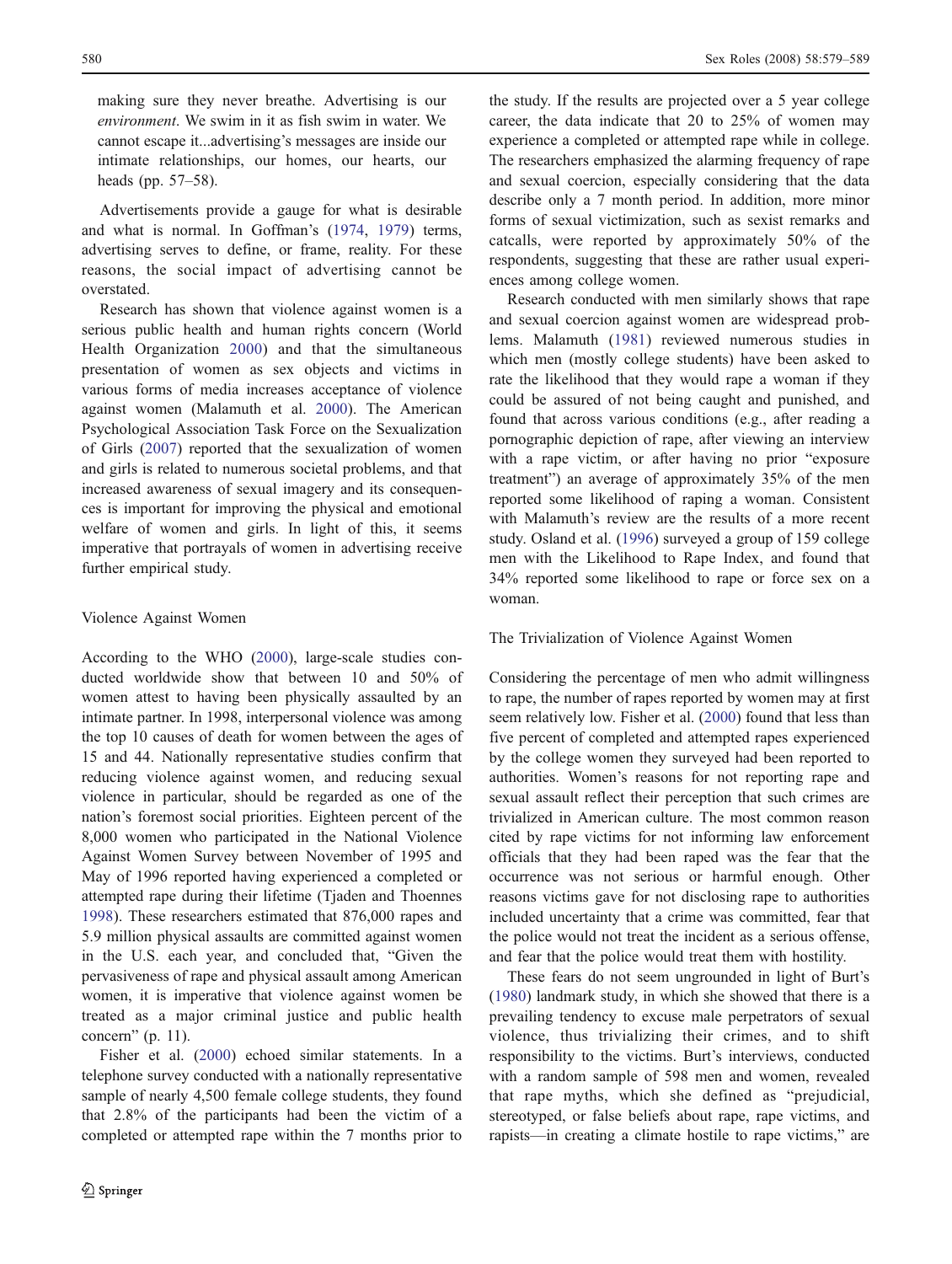making sure they never breathe. Advertising is our *environment*. We swim in it as fish swim in water. We cannot escape it...advertising's messages are inside our intimate relationships, our homes, our hearts, our heads (pp. 57–58).

Advertisements provide a gauge for what is desirable and what is normal. In Goffman's (1974, 1979) terms, advertising serves to define, or frame, reality. For these reasons, the social impact of advertising cannot be overstated.

Research has shown that violence against women is a serious public health and human rights concern (World Health Organization 2000) and that the simultaneous presentation of women as sex objects and victims in various forms of media increases acceptance of violence against women (Malamuth et al. 2000). The American Psychological Association Task Force on the Sexualization of Girls (2007) reported that the sexualization of women and girls is related to numerous societal problems, and that increased awareness of sexual imagery and its consequences is important for improving the physical and emotional welfare of women and girls. In light of this, it seems imperative that portrayals of women in advertising receive further empirical study.

## Violence Against Women

According to the WHO (2000), large-scale studies conducted worldwide show that between 10 and 50% of women attest to having been physically assaulted by an intimate partner. In 1998, interpersonal violence was among the top 10 causes of death for women between the ages of 15 and 44. Nationally representative studies confirm that reducing violence against women, and reducing sexual violence in particular, should be regarded as one of the nation's foremost social priorities. Eighteen percent of the 8,000 women who participated in the National Violence Against Women Survey between November of 1995 and May of 1996 reported having experienced a completed or attempted rape during their lifetime (Tjaden and Thoennes 1998). These researchers estimated that 876,000 rapes and 5.9 million physical assaults are committed against women in the U.S. each year, and concluded that, "Given the pervasiveness of rape and physical assault among American women, it is imperative that violence against women be treated as a major criminal justice and public health concern" (p. 11).

Fisher et al. (2000) echoed similar statements. In a telephone survey conducted with a nationally representative sample of nearly 4,500 female college students, they found that 2.8% of the participants had been the victim of a completed or attempted rape within the 7 months prior to the study. If the results are projected over a 5 year college career, the data indicate that 20 to 25% of women may experience a completed or attempted rape while in college. The researchers emphasized the alarming frequency of rape and sexual coercion, especially considering that the data describe only a 7 month period. In addition, more minor forms of sexual victimization, such as sexist remarks and catcalls, were reported by approximately 50% of the respondents, suggesting that these are rather usual experiences among college women.

Research conducted with men similarly shows that rape and sexual coercion against women are widespread problems. Malamuth (1981) reviewed numerous studies in which men (mostly college students) have been asked to rate the likelihood that they would rape a woman if they could be assured of not being caught and punished, and found that across various conditions (e.g., after reading a pornographic depiction of rape, after viewing an interview with a rape victim, or after having no prior "exposure treatment") an average of approximately 35% of the men reported some likelihood of raping a woman. Consistent with Malamuth's review are the results of a more recent study. Osland et al. (1996) surveyed a group of 159 college men with the Likelihood to Rape Index, and found that 34% reported some likelihood to rape or force sex on a woman.

## The Trivialization of Violence Against Women

Considering the percentage of men who admit willingness to rape, the number of rapes reported by women may at first seem relatively low. Fisher et al. (2000) found that less than five percent of completed and attempted rapes experienced by the college women they surveyed had been reported to authorities. Women's reasons for not reporting rape and sexual assault reflect their perception that such crimes are trivialized in American culture. The most common reason cited by rape victims for not informing law enforcement officials that they had been raped was the fear that the occurrence was not serious or harmful enough. Other reasons victims gave for not disclosing rape to authorities included uncertainty that a crime was committed, fear that the police would not treat the incident as a serious offense, and fear that the police would treat them with hostility.

These fears do not seem ungrounded in light of Burt's (1980) landmark study, in which she showed that there is a prevailing tendency to excuse male perpetrators of sexual violence, thus trivializing their crimes, and to shift responsibility to the victims. Burt's interviews, conducted with a random sample of 598 men and women, revealed that rape myths, which she defined as "prejudicial, stereotyped, or false beliefs about rape, rape victims, and rapists—in creating a climate hostile to rape victims," are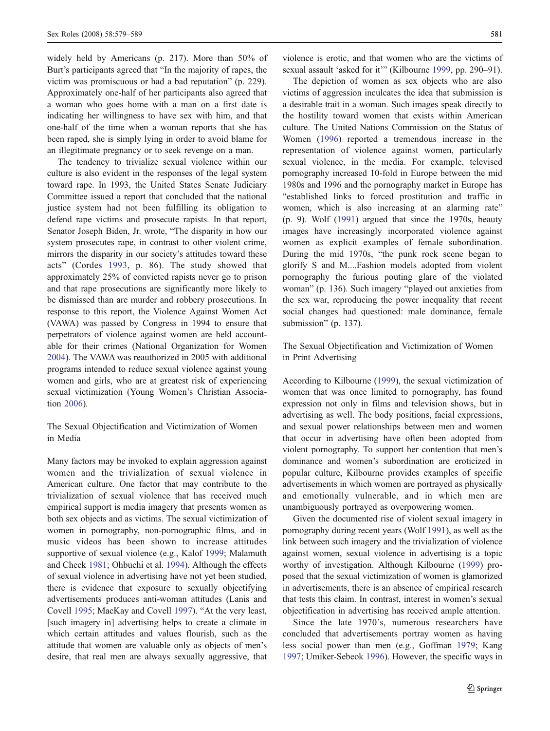widely held by Americans (p. 217). More than 50% of Burt's participants agreed that "In the majority of rapes, the victim was promiscuous or had a bad reputation" (p. 229). Approximately one-half of her participants also agreed that a woman who goes home with a man on a first date is indicating her willingness to have sex with him, and that one-half of the time when a woman reports that she has been raped, she is simply lying in order to avoid blame for an illegitimate pregnancy or to seek revenge on a man.

The tendency to trivialize sexual violence within our culture is also evident in the responses of the legal system toward rape. In 1993, the United States Senate Judiciary Committee issued a report that concluded that the national justice system had not been fulfilling its obligation to defend rape victims and prosecute rapists. In that report, Senator Joseph Biden, Jr. wrote, "The disparity in how our system prosecutes rape, in contrast to other violent crime, mirrors the disparity in our society's attitudes toward these acts" (Cordes 1993, p. 86). The study showed that approximately 25% of convicted rapists never go to prison and that rape prosecutions are significantly more likely to be dismissed than are murder and robbery prosecutions. In response to this report, the Violence Against Women Act (VAWA) was passed by Congress in 1994 to ensure that perpetrators of violence against women are held accountable for their crimes (National Organization for Women 2004). The VAWA was reauthorized in 2005 with additional programs intended to reduce sexual violence against young women and girls, who are at greatest risk of experiencing sexual victimization (Young Women's Christian Association 2006).

## The Sexual Objectification and Victimization of Women in Media

Many factors may be invoked to explain aggression against women and the trivialization of sexual violence in American culture. One factor that may contribute to the trivialization of sexual violence that has received much empirical support is media imagery that presents women as both sex objects and as victims. The sexual victimization of women in pornography, non-pornographic films, and in music videos has been shown to increase attitudes supportive of sexual violence (e.g., Kalof 1999; Malamuth and Check 1981; Ohbuchi et al. 1994). Although the effects of sexual violence in advertising have not yet been studied, there is evidence that exposure to sexually objectifying advertisements produces anti-woman attitudes (Lanis and Covell 1995; MacKay and Covell 1997). "At the very least, [such imagery in] advertising helps to create a climate in which certain attitudes and values flourish, such as the attitude that women are valuable only as objects of men's desire, that real men are always sexually aggressive, that violence is erotic, and that women who are the victims of sexual assault 'asked for it'" (Kilbourne 1999, pp. 290–91).

The depiction of women as sex objects who are also victims of aggression inculcates the idea that submission is a desirable trait in a woman. Such images speak directly to the hostility toward women that exists within American culture. The United Nations Commission on the Status of Women (1996) reported a tremendous increase in the representation of violence against women, particularly sexual violence, in the media. For example, televised pornography increased 10-fold in Europe between the mid 1980s and 1996 and the pornography market in Europe has "established links to forced prostitution and traffic in women, which is also increasing at an alarming rate" (p. 9). Wolf (1991) argued that since the 1970s, beauty images have increasingly incorporated violence against women as explicit examples of female subordination. During the mid 1970s, "the punk rock scene began to glorify S and M....Fashion models adopted from violent pornography the furious pouting glare of the violated woman" (p. 136). Such imagery "played out anxieties from the sex war, reproducing the power inequality that recent social changes had questioned: male dominance, female submission" (p. 137).

## The Sexual Objectification and Victimization of Women in Print Advertising

According to Kilbourne (1999), the sexual victimization of women that was once limited to pornography, has found expression not only in films and television shows, but in advertising as well. The body positions, facial expressions, and sexual power relationships between men and women that occur in advertising have often been adopted from violent pornography. To support her contention that men's dominance and women's subordination are eroticized in popular culture, Kilbourne provides examples of specific advertisements in which women are portrayed as physically and emotionally vulnerable, and in which men are unambiguously portrayed as overpowering women.

Given the documented rise of violent sexual imagery in pornography during recent years (Wolf 1991), as well as the link between such imagery and the trivialization of violence against women, sexual violence in advertising is a topic worthy of investigation. Although Kilbourne (1999) proposed that the sexual victimization of women is glamorized in advertisements, there is an absence of empirical research that tests this claim. In contrast, interest in women's sexual objectification in advertising has received ample attention.

Since the late 1970's, numerous researchers have concluded that advertisements portray women as having less social power than men (e.g., Goffman 1979; Kang 1997; Umiker-Sebeok 1996). However, the specific ways in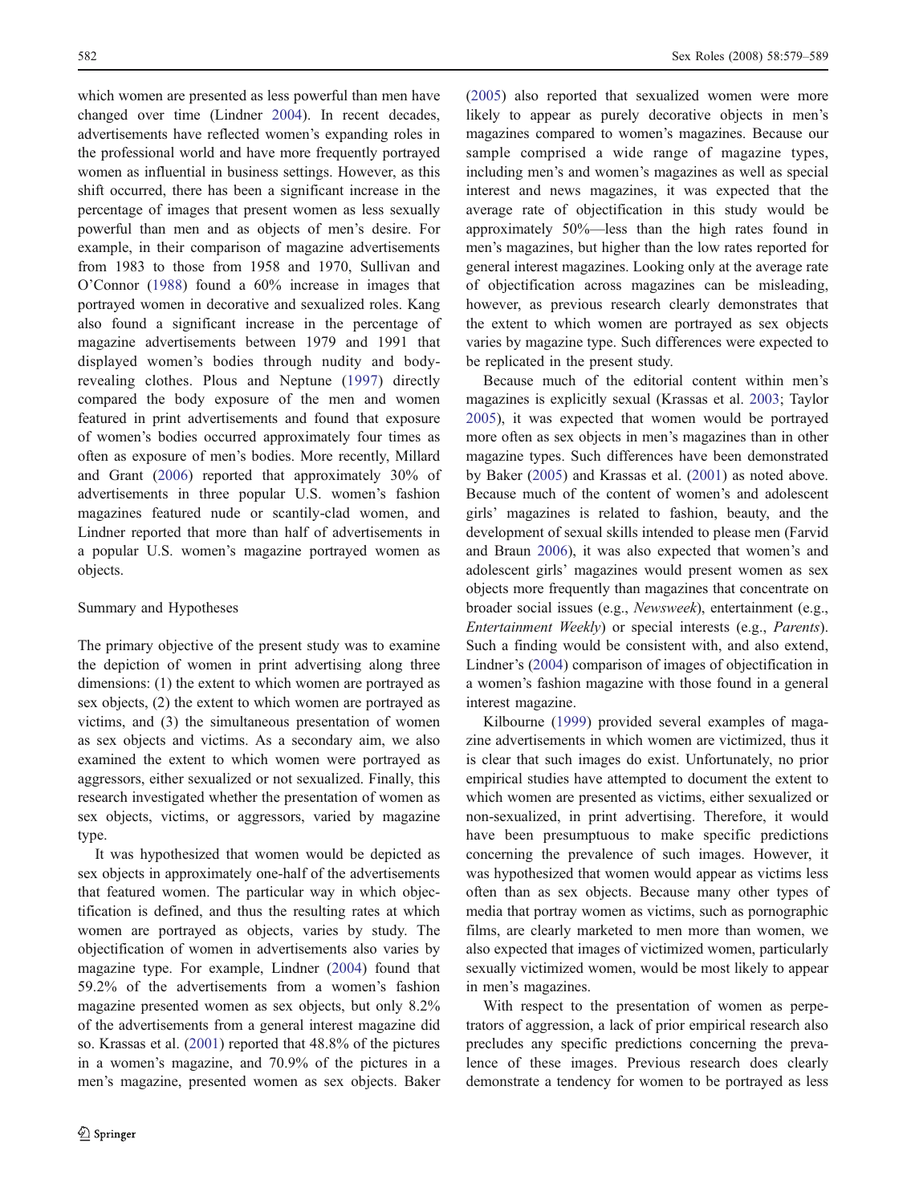which women are presented as less powerful than men have changed over time (Lindner 2004). In recent decades, advertisements have reflected women's expanding roles in the professional world and have more frequently portrayed women as influential in business settings. However, as this shift occurred, there has been a significant increase in the percentage of images that present women as less sexually powerful than men and as objects of men's desire. For example, in their comparison of magazine advertisements from 1983 to those from 1958 and 1970, Sullivan and O'Connor (1988) found a 60% increase in images that portrayed women in decorative and sexualized roles. Kang also found a significant increase in the percentage of magazine advertisements between 1979 and 1991 that displayed women's bodies through nudity and body-revealing clothes. Plous and Neptune (1997) directly compared the body exposure of the men and women featured in print advertisements and found that exposure of women's bodies occurred approximately four times as often as exposure of men's bodies. More recently, Millard and Grant (2006) reported that approximately 30% of advertisements in three popular U.S. women's fashion magazines featured nude or scantily-clad women, and Lindner reported that more than half of advertisements in a popular U.S. women's magazine portrayed women as objects.

## Summary and Hypotheses

The primary objective of the present study was to examine the depiction of women in print advertising along three dimensions: (1) the extent to which women are portrayed as sex objects, (2) the extent to which women are portrayed as victims, and (3) the simultaneous presentation of women as sex objects and victims. As a secondary aim, we also examined the extent to which women were portrayed as aggressors, either sexualized or not sexualized. Finally, this research investigated whether the presentation of women as sex objects, victims, or aggressors, varied by magazine type.

It was hypothesized that women would be depicted as sex objects in approximately one-half of the advertisements that featured women. The particular way in which objectification is defined, and thus the resulting rates at which women are portrayed as objects, varies by study. The objectification of women in advertisements also varies by magazine type. For example, Lindner (2004) found that 59.2% of the advertisements from a women's fashion magazine presented women as sex objects, but only 8.2% of the advertisements from a general interest magazine did so. Krassas et al. (2001) reported that 48.8% of the pictures in a women's magazine, and 70.9% of the pictures in a men's magazine, presented women as sex objects. Baker (2005) also reported that sexualized women were more likely to appear as purely decorative objects in men's magazines compared to women's magazines. Because our sample comprised a wide range of magazine types, including men's and women's magazines as well as special interest and news magazines, it was expected that the average rate of objectification in this study would be approximately 50%—less than the high rates found in men's magazines, but higher than the low rates reported for general interest magazines. Looking only at the average rate of objectification across magazines can be misleading, however, as previous research clearly demonstrates that the extent to which women are portrayed as sex objects varies by magazine type. Such differences were expected to be replicated in the present study.

Because much of the editorial content within men's magazines is explicitly sexual (Krassas et al. 2003; Taylor 2005), it was expected that women would be portrayed more often as sex objects in men's magazines than in other magazine types. Such differences have been demonstrated by Baker (2005) and Krassas et al. (2001) as noted above. Because much of the content of women's and adolescent girls' magazines is related to fashion, beauty, and the development of sexual skills intended to please men (Farvid and Braun 2006), it was also expected that women's and adolescent girls' magazines would present women as sex objects more frequently than magazines that concentrate on broader social issues (e.g., *Newsweek*), entertainment (e.g., *Entertainment Weekly*) or special interests (e.g., *Parents*). Such a finding would be consistent with, and also extend, Lindner's (2004) comparison of images of objectification in a women's fashion magazine with those found in a general interest magazine.

Kilbourne (1999) provided several examples of magazine advertisements in which women are victimized, thus it is clear that such images do exist. Unfortunately, no prior empirical studies have attempted to document the extent to which women are presented as victims, either sexualized or non-sexualized, in print advertising. Therefore, it would have been presumptuous to make specific predictions concerning the prevalence of such images. However, it was hypothesized that women would appear as victims less often than as sex objects. Because many other types of media that portray women as victims, such as pornographic films, are clearly marketed to men more than women, we also expected that images of victimized women, particularly sexually victimized women, would be most likely to appear in men's magazines.

With respect to the presentation of women as perpetrators of aggression, a lack of prior empirical research also precludes any specific predictions concerning the prevalence of these images. Previous research does clearly demonstrate a tendency for women to be portrayed as less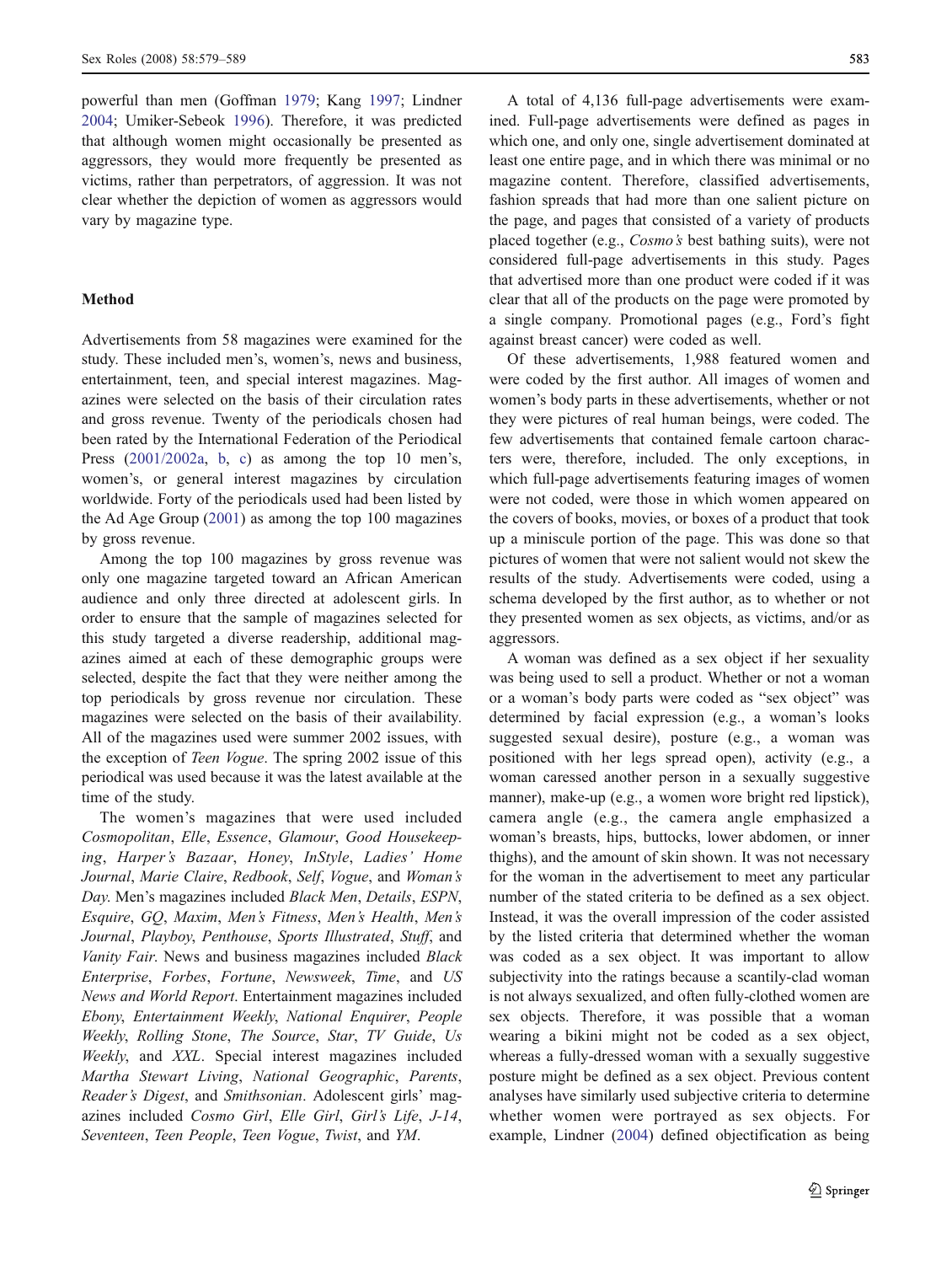powerful than men (Goffman 1979; Kang 1997; Lindner 2004; Umiker-Sebeok 1996). Therefore, it was predicted that although women might occasionally be presented as aggressors, they would more frequently be presented as victims, rather than perpetrators, of aggression. It was not clear whether the depiction of women as aggressors would vary by magazine type.

## Method

Advertisements from 58 magazines were examined for the study. These included men's, women's, news and business, entertainment, teen, and special interest magazines. Magazines were selected on the basis of their circulation rates and gross revenue. Twenty of the periodicals chosen had been rated by the International Federation of the Periodical Press (2001/2002a, b, c) as among the top 10 men's, women's, or general interest magazines by circulation worldwide. Forty of the periodicals used had been listed by the Ad Age Group (2001) as among the top 100 magazines by gross revenue.

Among the top 100 magazines by gross revenue was only one magazine targeted toward an African American audience and only three directed at adolescent girls. In order to ensure that the sample of magazines selected for this study targeted a diverse readership, additional magazines aimed at each of these demographic groups were selected, despite the fact that they were neither among the top periodicals by gross revenue nor circulation. These magazines were selected on the basis of their availability. All of the magazines used were summer 2002 issues, with the exception of *Teen Vogue*. The spring 2002 issue of this periodical was used because it was the latest available at the time of the study.

The women's magazines that were used included *Cosmopolitan*, *Elle*, *Essence*, *Glamour*, *Good Housekeeping*, *Harper's Bazaar*, *Honey*, *InStyle*, *Ladies' Home Journal*, *Marie Claire*, *Redbook*, *Self*, *Vogue*, and *Woman's Day*. Men's magazines included *Black Men*, *Details*, *ESPN*, *Esquire*, *GQ*, *Maxim*, *Men's Fitness*, *Men's Health*, *Men's Journal*, *Playboy*, *Penthouse*, *Sports Illustrated*, *Stuff*, and *Vanity Fair*. News and business magazines included *Black Enterprise*, *Forbes*, *Fortune*, *Newsweek*, *Time*, and *US News and World Report*. Entertainment magazines included *Ebony*, *Entertainment Weekly*, *National Enquirer*, *People Weekly*, *Rolling Stone*, *The Source*, *Star*, *TV Guide*, *Us Weekly*, and *XXL*. Special interest magazines included *Martha Stewart Living*, *National Geographic*, *Parents*, *Reader's Digest*, and *Smithsonian*. Adolescent girls' magazines included *Cosmo Girl*, *Elle Girl*, *Girl's Life*, *J-14*, *Seventeen*, *Teen People*, *Teen Vogue*, *Twist*, and *YM*.

A total of 4,136 full-page advertisements were examined. Full-page advertisements were defined as pages in which one, and only one, single advertisement dominated at least one entire page, and in which there was minimal or no magazine content. Therefore, classified advertisements, fashion spreads that had more than one salient picture on the page, and pages that consisted of a variety of products placed together (e.g., *Cosmo's* best bathing suits), were not considered full-page advertisements in this study. Pages that advertised more than one product were coded if it was clear that all of the products on the page were promoted by a single company. Promotional pages (e.g., Ford's fight against breast cancer) were coded as well.

Of these advertisements, 1,988 featured women and were coded by the first author. All images of women and women's body parts in these advertisements, whether or not they were pictures of real human beings, were coded. The few advertisements that contained female cartoon characters were, therefore, included. The only exceptions, in which full-page advertisements featuring images of women were not coded, were those in which women appeared on the covers of books, movies, or boxes of a product that took up a miniscule portion of the page. This was done so that pictures of women that were not salient would not skew the results of the study. Advertisements were coded, using a schema developed by the first author, as to whether or not they presented women as sex objects, as victims, and/or as aggressors.

A woman was defined as a sex object if her sexuality was being used to sell a product. Whether or not a woman or a woman's body parts were coded as "sex object" was determined by facial expression (e.g., a woman's looks suggested sexual desire), posture (e.g., a woman was positioned with her legs spread open), activity (e.g., a woman caressed another person in a sexually suggestive manner), make-up (e.g., a women wore bright red lipstick), camera angle (e.g., the camera angle emphasized a woman's breasts, hips, buttocks, lower abdomen, or inner thighs), and the amount of skin shown. It was not necessary for the woman in the advertisement to meet any particular number of the stated criteria to be defined as a sex object. Instead, it was the overall impression of the coder assisted by the listed criteria that determined whether the woman was coded as a sex object. It was important to allow subjectivity into the ratings because a scantily-clad woman is not always sexualized, and often fully-clothed women are sex objects. Therefore, it was possible that a woman wearing a bikini might not be coded as a sex object, whereas a fully-dressed woman with a sexually suggestive posture might be defined as a sex object. Previous content analyses have similarly used subjective criteria to determine whether women were portrayed as sex objects. For example, Lindner (2004) defined objectification as being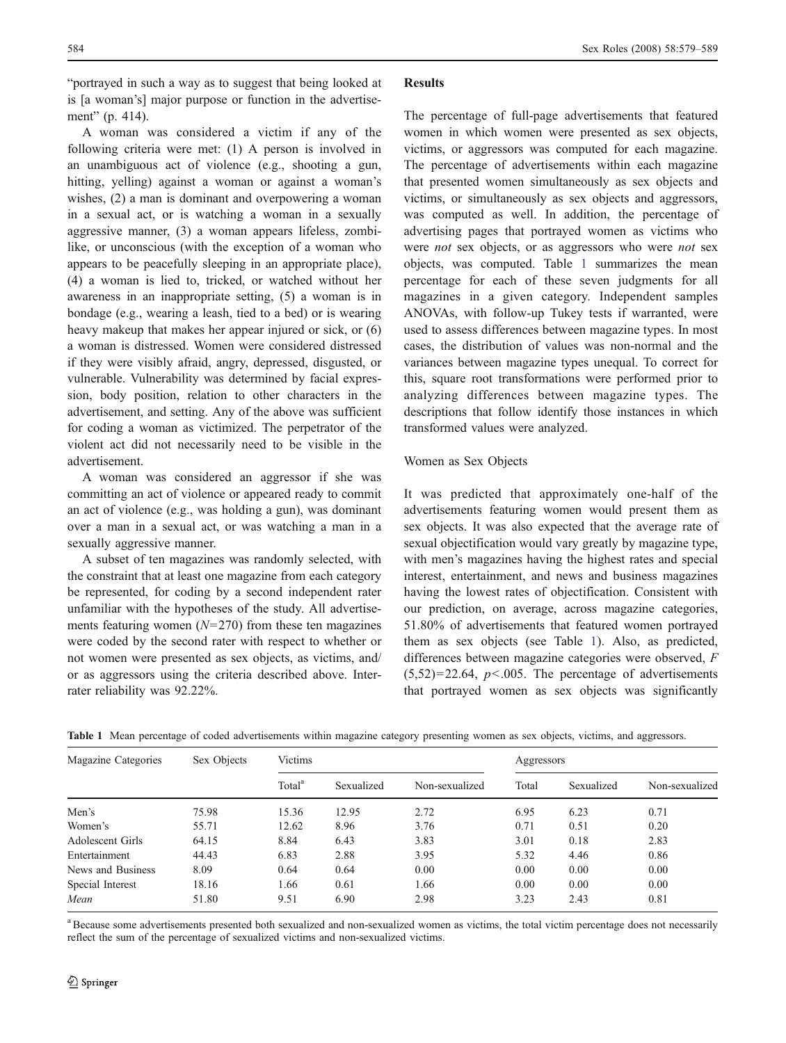"portrayed in such a way as to suggest that being looked at is [a woman's] major purpose or function in the advertisement" (p. 414).

A woman was considered a victim if any of the following criteria were met: (1) A person is involved in an unambiguous act of violence (e.g., shooting a gun, hitting, yelling) against a woman or against a woman's wishes, (2) a man is dominant and overpowering a woman in a sexual act, or is watching a woman in a sexually aggressive manner, (3) a woman appears lifeless, zombi-like, or unconscious (with the exception of a woman who appears to be peacefully sleeping in an appropriate place), (4) a woman is lied to, tricked, or watched without her awareness in an inappropriate setting, (5) a woman is in bondage (e.g., wearing a leash, tied to a bed) or is wearing heavy makeup that makes her appear injured or sick, or (6) a woman is distressed. Women were considered distressed if they were visibly afraid, angry, depressed, disgusted, or vulnerable. Vulnerability was determined by facial expression, body position, relation to other characters in the advertisement, and setting. Any of the above was sufficient for coding a woman as victimized. The perpetrator of the violent act did not necessarily need to be visible in the advertisement.

A woman was considered an aggressor if she was committing an act of violence or appeared ready to commit an act of violence (e.g., was holding a gun), was dominant over a man in a sexual act, or was watching a man in a sexually aggressive manner.

A subset of ten magazines was randomly selected, with the constraint that at least one magazine from each category be represented, for coding by a second independent rater unfamiliar with the hypotheses of the study. All advertisements featuring women ($N=270$) from these ten magazines were coded by the second rater with respect to whether or not women were presented as sex objects, as victims, and/or as aggressors using the criteria described above. Inter-rater reliability was 92.22%.

## Results

The percentage of full-page advertisements that featured women in which women were presented as sex objects, victims, or aggressors was computed for each magazine. The percentage of advertisements within each magazine that presented women simultaneously as sex objects and victims, or simultaneously as sex objects and aggressors, was computed as well. In addition, the percentage of advertising pages that portrayed women as victims who were *not* sex objects, or as aggressors who were *not* sex objects, was computed. Table 1 summarizes the mean percentage for each of these seven judgments for all magazines in a given category. Independent samples ANOVAs, with follow-up Tukey tests if warranted, were used to assess differences between magazine types. In most cases, the distribution of values was non-normal and the variances between magazine types unequal. To correct for this, square root transformations were performed prior to analyzing differences between magazine types. The descriptions that follow identify those instances in which transformed values were analyzed.

### Women as Sex Objects

It was predicted that approximately one-half of the advertisements featuring women would present them as sex objects. It was also expected that the average rate of sexual objectification would vary greatly by magazine type, with men's magazines having the highest rates and special interest, entertainment, and news and business magazines having the lowest rates of objectification. Consistent with our prediction, on average, across magazine categories, 51.80% of advertisements that featured women portrayed them as sex objects (see Table 1). Also, as predicted, differences between magazine categories were observed, $F(5,52)=22.64$, $p<.005$. The percentage of advertisements that portrayed women as sex objects was significantly

**Table 1** Mean percentage of coded advertisements within magazine category presenting women as sex objects, victims, and aggressors.

| Magazine Categories | Sex Objects | Victims | | | Aggressors | | |
|---|---|---|---|---|---|---|---|
| | | Total[a] | Sexualized | Non-sexualized | Total | Sexualized | Non-sexualized |
| Men's | 75.98 | 15.36 | 12.95 | 2.72 | 6.95 | 6.23 | 0.71 |
| Women's | 55.71 | 12.62 | 8.96 | 3.76 | 0.71 | 0.51 | 0.20 |
| Adolescent Girls | 64.15 | 8.84 | 6.43 | 3.83 | 3.01 | 0.18 | 2.83 |
| Entertainment | 44.43 | 6.83 | 2.88 | 3.95 | 5.32 | 4.46 | 0.86 |
| News and Business | 8.09 | 0.64 | 0.64 | 0.00 | 0.00 | 0.00 | 0.00 |
| Special Interest | 18.16 | 1.66 | 0.61 | 1.66 | 0.00 | 0.00 | 0.00 |
| *Mean* | 51.80 | 9.51 | 6.90 | 2.98 | 3.23 | 2.43 | 0.81 |

[a] Because some advertisements presented both sexualized and non-sexualized women as victims, the total victim percentage does not necessarily reflect the sum of the percentage of sexualized victims and non-sexualized victims.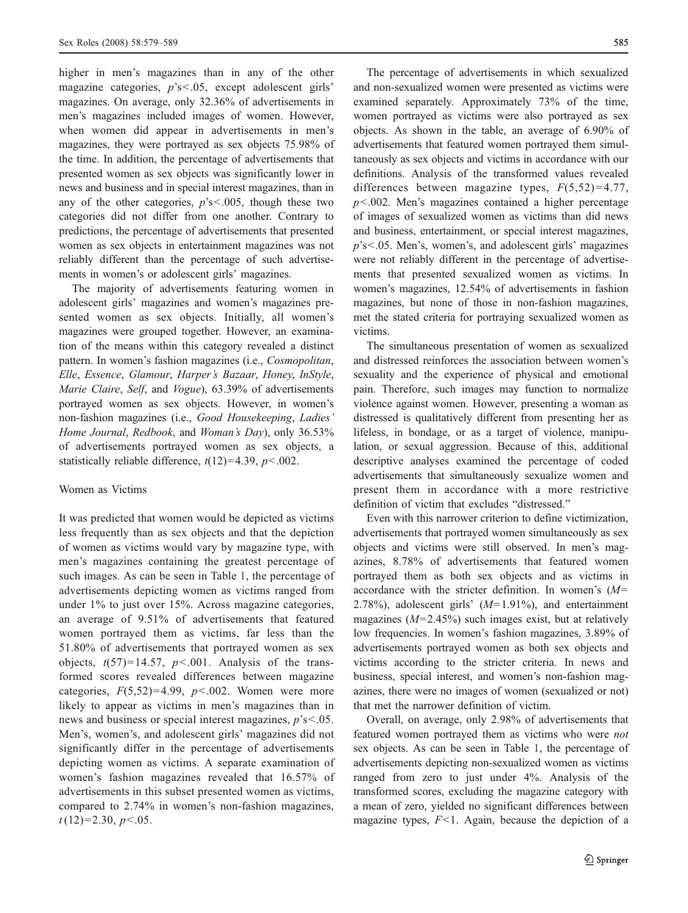higher in men's magazines than in any of the other magazine categories, $p$'s$<.05$, except adolescent girls' magazines. On average, only 32.36% of advertisements in men's magazines included images of women. However, when women did appear in advertisements in men's magazines, they were portrayed as sex objects 75.98% of the time. In addition, the percentage of advertisements that presented women as sex objects was significantly lower in news and business and in special interest magazines, than in any of the other categories, $p$'s$<.005$, though these two categories did not differ from one another. Contrary to predictions, the percentage of advertisements that presented women as sex objects in entertainment magazines was not reliably different than the percentage of such advertisements in women's or adolescent girls' magazines.

The majority of advertisements featuring women in adolescent girls' magazines and women's magazines presented women as sex objects. Initially, all women's magazines were grouped together. However, an examination of the means within this category revealed a distinct pattern. In women's fashion magazines (i.e., *Cosmopolitan*, *Elle*, *Essence*, *Glamour*, *Harper's Bazaar*, *Honey*, *InStyle*, *Marie Claire*, *Self*, and *Vogue*), 63.39% of advertisements portrayed women as sex objects. However, in women's non-fashion magazines (i.e., *Good Housekeeping*, *Ladies' Home Journal*, *Redbook*, and *Woman's Day*), only 36.53% of advertisements portrayed women as sex objects, a statistically reliable difference, $t(12)=4.39$, $p<.002$.

## Women as Victims

It was predicted that women would be depicted as victims less frequently than as sex objects and that the depiction of women as victims would vary by magazine type, with men's magazines containing the greatest percentage of such images. As can be seen in Table 1, the percentage of advertisements depicting women as victims ranged from under 1% to just over 15%. Across magazine categories, an average of 9.51% of advertisements that featured women portrayed them as victims, far less than the 51.80% of advertisements that portrayed women as sex objects, $t(57)=14.57$, $p<.001$. Analysis of the transformed scores revealed differences between magazine categories, $F(5,52)=4.99$, $p<.002$. Women were more likely to appear as victims in men's magazines than in news and business or special interest magazines, $p$'s$<.05$. Men's, women's, and adolescent girls' magazines did not significantly differ in the percentage of advertisements depicting women as victims. A separate examination of women's fashion magazines revealed that 16.57% of advertisements in this subset presented women as victims, compared to 2.74% in women's non-fashion magazines, $t(12)=2.30$, $p<.05$.

The percentage of advertisements in which sexualized and non-sexualized women were presented as victims were examined separately. Approximately 73% of the time, women portrayed as victims were also portrayed as sex objects. As shown in the table, an average of 6.90% of advertisements that featured women portrayed them simultaneously as sex objects and victims in accordance with our definitions. Analysis of the transformed values revealed differences between magazine types, $F(5,52)=4.77$, $p<.002$. Men's magazines contained a higher percentage of images of sexualized women as victims than did news and business, entertainment, or special interest magazines, $p$'s$<.05$. Men's, women's, and adolescent girls' magazines were not reliably different in the percentage of advertisements that presented sexualized women as victims. In women's magazines, 12.54% of advertisements in fashion magazines, but none of those in non-fashion magazines, met the stated criteria for portraying sexualized women as victims.

The simultaneous presentation of women as sexualized and distressed reinforces the association between women's sexuality and the experience of physical and emotional pain. Therefore, such images may function to normalize violence against women. However, presenting a woman as distressed is qualitatively different from presenting her as lifeless, in bondage, or as a target of violence, manipulation, or sexual aggression. Because of this, additional descriptive analyses examined the percentage of coded advertisements that simultaneously sexualize women and present them in accordance with a more restrictive definition of victim that excludes "distressed."

Even with this narrower criterion to define victimization, advertisements that portrayed women simultaneously as sex objects and victims were still observed. In men's magazines, 8.78% of advertisements that featured women portrayed them as both sex objects and as victims in accordance with the stricter definition. In women's ($M=2.78\%$), adolescent girls' ($M=1.91\%$), and entertainment magazines ($M=2.45\%$) such images exist, but at relatively low frequencies. In women's fashion magazines, 3.89% of advertisements portrayed women as both sex objects and victims according to the stricter criteria. In news and business, special interest, and women's non-fashion magazines, there were no images of women (sexualized or not) that met the narrower definition of victim.

Overall, on average, only 2.98% of advertisements that featured women portrayed them as victims who were *not* sex objects. As can be seen in Table 1, the percentage of advertisements depicting non-sexualized women as victims ranged from zero to just under 4%. Analysis of the transformed scores, excluding the magazine category with a mean of zero, yielded no significant differences between magazine types, $F<1$. Again, because the depiction of a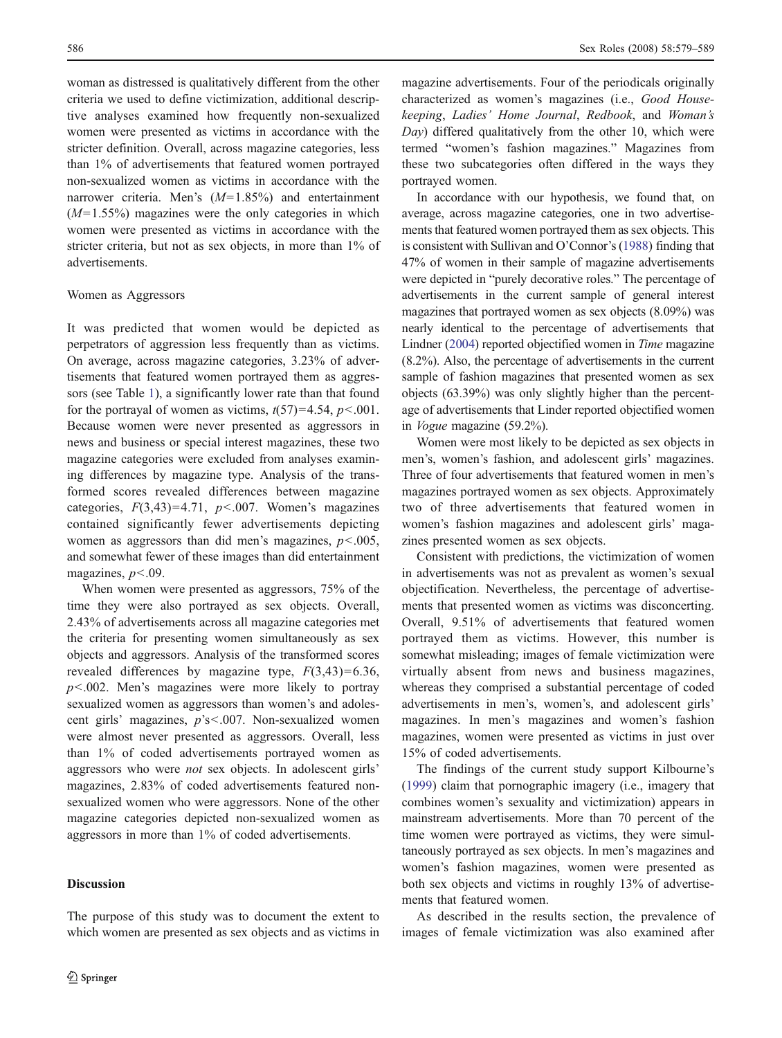woman as distressed is qualitatively different from the other criteria we used to define victimization, additional descriptive analyses examined how frequently non-sexualized women were presented as victims in accordance with the stricter definition. Overall, across magazine categories, less than 1% of advertisements that featured women portrayed non-sexualized women as victims in accordance with the narrower criteria. Men's ($M$=1.85%) and entertainment ($M$=1.55%) magazines were the only categories in which women were presented as victims in accordance with the stricter criteria, but not as sex objects, in more than 1% of advertisements.

### Women as Aggressors

It was predicted that women would be depicted as perpetrators of aggression less frequently than as victims. On average, across magazine categories, 3.23% of advertisements that featured women portrayed them as aggressors (see Table 1), a significantly lower rate than that found for the portrayal of women as victims, $t(57)=4.54$, $p<.001$. Because women were never presented as aggressors in news and business or special interest magazines, these two magazine categories were excluded from analyses examining differences by magazine type. Analysis of the transformed scores revealed differences between magazine categories, $F(3,43)=4.71$, $p<.007$. Women's magazines contained significantly fewer advertisements depicting women as aggressors than did men's magazines, $p<.005$, and somewhat fewer of these images than did entertainment magazines, $p<.09$.

When women were presented as aggressors, 75% of the time they were also portrayed as sex objects. Overall, 2.43% of advertisements across all magazine categories met the criteria for presenting women simultaneously as sex objects and aggressors. Analysis of the transformed scores revealed differences by magazine type, $F(3,43)=6.36$, $p<.002$. Men's magazines were more likely to portray sexualized women as aggressors than women's and adolescent girls' magazines, $p$'s$<.007$. Non-sexualized women were almost never presented as aggressors. Overall, less than 1% of coded advertisements portrayed women as aggressors who were *not* sex objects. In adolescent girls' magazines, 2.83% of coded advertisements featured non-sexualized women who were aggressors. None of the other magazine categories depicted non-sexualized women as aggressors in more than 1% of coded advertisements.

## Discussion

The purpose of this study was to document the extent to which women are presented as sex objects and as victims in magazine advertisements. Four of the periodicals originally characterized as women's magazines (i.e., *Good Housekeeping*, *Ladies' Home Journal*, *Redbook*, and *Woman's Day*) differed qualitatively from the other 10, which were termed "women's fashion magazines." Magazines from these two subcategories often differed in the ways they portrayed women.

In accordance with our hypothesis, we found that, on average, across magazine categories, one in two advertisements that featured women portrayed them as sex objects. This is consistent with Sullivan and O'Connor's (1988) finding that 47% of women in their sample of magazine advertisements were depicted in "purely decorative roles." The percentage of advertisements in the current sample of general interest magazines that portrayed women as sex objects (8.09%) was nearly identical to the percentage of advertisements that Lindner (2004) reported objectified women in *Time* magazine (8.2%). Also, the percentage of advertisements in the current sample of fashion magazines that presented women as sex objects (63.39%) was only slightly higher than the percentage of advertisements that Linder reported objectified women in *Vogue* magazine (59.2%).

Women were most likely to be depicted as sex objects in men's, women's fashion, and adolescent girls' magazines. Three of four advertisements that featured women in men's magazines portrayed women as sex objects. Approximately two of three advertisements that featured women in women's fashion magazines and adolescent girls' magazines presented women as sex objects.

Consistent with predictions, the victimization of women in advertisements was not as prevalent as women's sexual objectification. Nevertheless, the percentage of advertisements that presented women as victims was disconcerting. Overall, 9.51% of advertisements that featured women portrayed them as victims. However, this number is somewhat misleading; images of female victimization were virtually absent from news and business magazines, whereas they comprised a substantial percentage of coded advertisements in men's, women's, and adolescent girls' magazines. In men's magazines and women's fashion magazines, women were presented as victims in just over 15% of coded advertisements.

The findings of the current study support Kilbourne's (1999) claim that pornographic imagery (i.e., imagery that combines women's sexuality and victimization) appears in mainstream advertisements. More than 70 percent of the time women were portrayed as victims, they were simultaneously portrayed as sex objects. In men's magazines and women's fashion magazines, women were presented as both sex objects and victims in roughly 13% of advertisements that featured women.

As described in the results section, the prevalence of images of female victimization was also examined after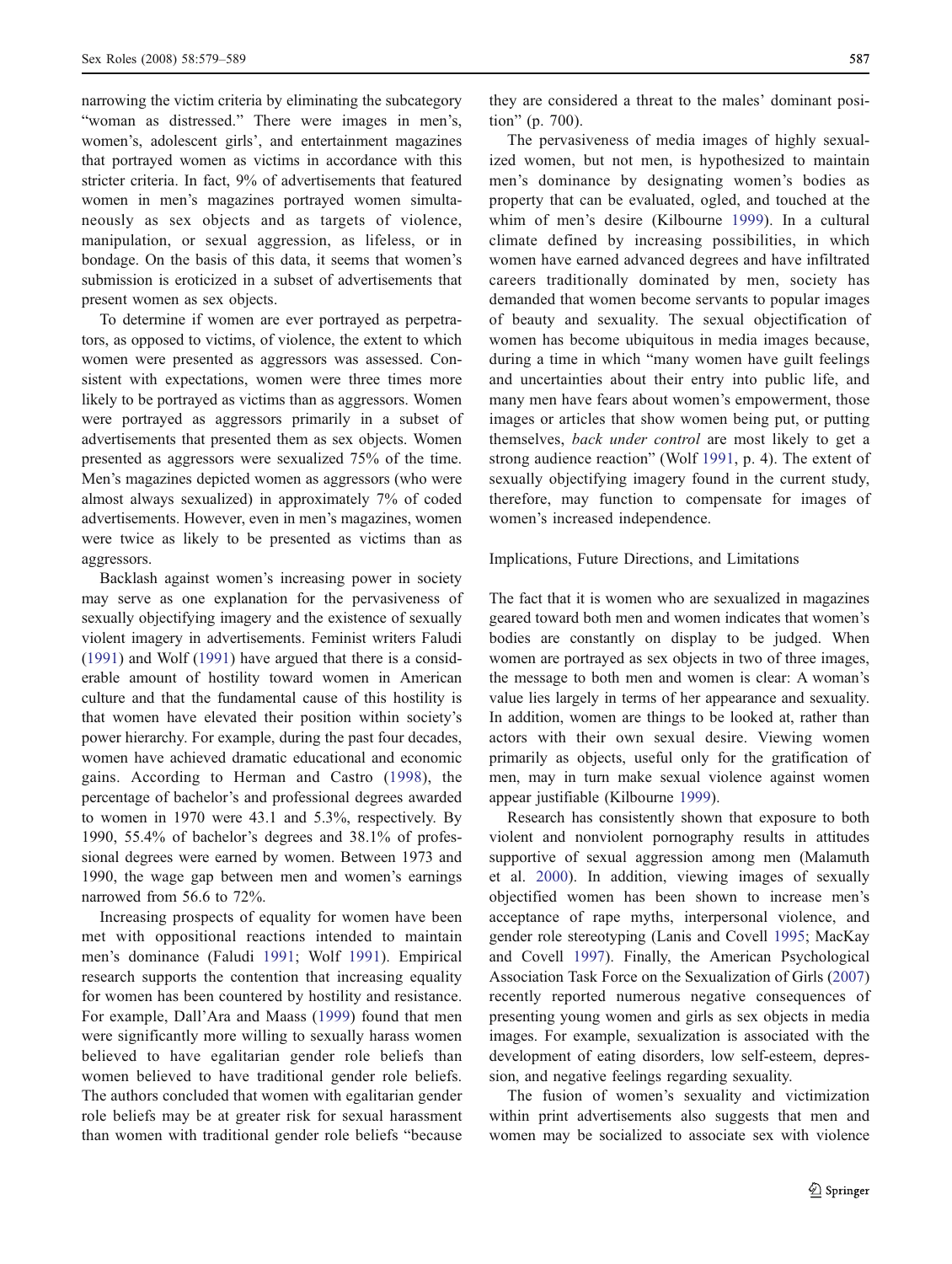narrowing the victim criteria by eliminating the subcategory "woman as distressed." There were images in men's, women's, adolescent girls', and entertainment magazines that portrayed women as victims in accordance with this stricter criteria. In fact, 9% of advertisements that featured women in men's magazines portrayed women simultaneously as sex objects and as targets of violence, manipulation, or sexual aggression, as lifeless, or in bondage. On the basis of this data, it seems that women's submission is eroticized in a subset of advertisements that present women as sex objects.

To determine if women are ever portrayed as perpetrators, as opposed to victims, of violence, the extent to which women were presented as aggressors was assessed. Consistent with expectations, women were three times more likely to be portrayed as victims than as aggressors. Women were portrayed as aggressors primarily in a subset of advertisements that presented them as sex objects. Women presented as aggressors were sexualized 75% of the time. Men's magazines depicted women as aggressors (who were almost always sexualized) in approximately 7% of coded advertisements. However, even in men's magazines, women were twice as likely to be presented as victims than as aggressors.

Backlash against women's increasing power in society may serve as one explanation for the pervasiveness of sexually objectifying imagery and the existence of sexually violent imagery in advertisements. Feminist writers Faludi (1991) and Wolf (1991) have argued that there is a considerable amount of hostility toward women in American culture and that the fundamental cause of this hostility is that women have elevated their position within society's power hierarchy. For example, during the past four decades, women have achieved dramatic educational and economic gains. According to Herman and Castro (1998), the percentage of bachelor's and professional degrees awarded to women in 1970 were 43.1 and 5.3%, respectively. By 1990, 55.4% of bachelor's degrees and 38.1% of professional degrees were earned by women. Between 1973 and 1990, the wage gap between men and women's earnings narrowed from 56.6 to 72%.

Increasing prospects of equality for women have been met with oppositional reactions intended to maintain men's dominance (Faludi 1991; Wolf 1991). Empirical research supports the contention that increasing equality for women has been countered by hostility and resistance. For example, Dall'Ara and Maass (1999) found that men were significantly more willing to sexually harass women believed to have egalitarian gender role beliefs than women believed to have traditional gender role beliefs. The authors concluded that women with egalitarian gender role beliefs may be at greater risk for sexual harassment than women with traditional gender role beliefs "because they are considered a threat to the males' dominant position" (p. 700).

The pervasiveness of media images of highly sexualized women, but not men, is hypothesized to maintain men's dominance by designating women's bodies as property that can be evaluated, ogled, and touched at the whim of men's desire (Kilbourne 1999). In a cultural climate defined by increasing possibilities, in which women have earned advanced degrees and have infiltrated careers traditionally dominated by men, society has demanded that women become servants to popular images of beauty and sexuality. The sexual objectification of women has become ubiquitous in media images because, during a time in which "many women have guilt feelings and uncertainties about their entry into public life, and many men have fears about women's empowerment, those images or articles that show women being put, or putting themselves, *back under control* are most likely to get a strong audience reaction" (Wolf 1991, p. 4). The extent of sexually objectifying imagery found in the current study, therefore, may function to compensate for images of women's increased independence.

## Implications, Future Directions, and Limitations

The fact that it is women who are sexualized in magazines geared toward both men and women indicates that women's bodies are constantly on display to be judged. When women are portrayed as sex objects in two of three images, the message to both men and women is clear: A woman's value lies largely in terms of her appearance and sexuality. In addition, women are things to be looked at, rather than actors with their own sexual desire. Viewing women primarily as objects, useful only for the gratification of men, may in turn make sexual violence against women appear justifiable (Kilbourne 1999).

Research has consistently shown that exposure to both violent and nonviolent pornography results in attitudes supportive of sexual aggression among men (Malamuth et al. 2000). In addition, viewing images of sexually objectified women has been shown to increase men's acceptance of rape myths, interpersonal violence, and gender role stereotyping (Lanis and Covell 1995; MacKay and Covell 1997). Finally, the American Psychological Association Task Force on the Sexualization of Girls (2007) recently reported numerous negative consequences of presenting young women and girls as sex objects in media images. For example, sexualization is associated with the development of eating disorders, low self-esteem, depression, and negative feelings regarding sexuality.

The fusion of women's sexuality and victimization within print advertisements also suggests that men and women may be socialized to associate sex with violence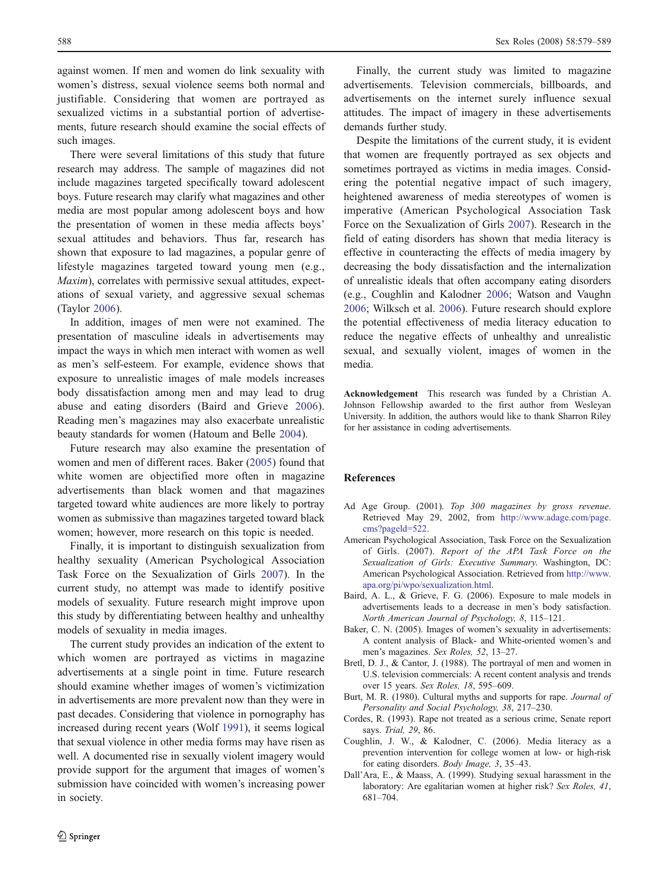against women. If men and women do link sexuality with women's distress, sexual violence seems both normal and justifiable. Considering that women are portrayed as sexualized victims in a substantial portion of advertisements, future research should examine the social effects of such images.

There were several limitations of this study that future research may address. The sample of magazines did not include magazines targeted specifically toward adolescent boys. Future research may clarify what magazines and other media are most popular among adolescent boys and how the presentation of women in these media affects boys' sexual attitudes and behaviors. Thus far, research has shown that exposure to lad magazines, a popular genre of lifestyle magazines targeted toward young men (e.g., *Maxim*), correlates with permissive sexual attitudes, expectations of sexual variety, and aggressive sexual schemas (Taylor 2006).

In addition, images of men were not examined. The presentation of masculine ideals in advertisements may impact the ways in which men interact with women as well as men's self-esteem. For example, evidence shows that exposure to unrealistic images of male models increases body dissatisfaction among men and may lead to drug abuse and eating disorders (Baird and Grieve 2006). Reading men's magazines may also exacerbate unrealistic beauty standards for women (Hatoum and Belle 2004).

Future research may also examine the presentation of women and men of different races. Baker (2005) found that white women are objectified more often in magazine advertisements than black women and that magazines targeted toward white audiences are more likely to portray women as submissive than magazines targeted toward black women; however, more research on this topic is needed.

Finally, it is important to distinguish sexualization from healthy sexuality (American Psychological Association Task Force on the Sexualization of Girls 2007). In the current study, no attempt was made to identify positive models of sexuality. Future research might improve upon this study by differentiating between healthy and unhealthy models of sexuality in media images.

The current study provides an indication of the extent to which women are portrayed as victims in magazine advertisements at a single point in time. Future research should examine whether images of women's victimization in advertisements are more prevalent now than they were in past decades. Considering that violence in pornography has increased during recent years (Wolf 1991), it seems logical that sexual violence in other media forms may have risen as well. A documented rise in sexually violent imagery would provide support for the argument that images of women's submission have coincided with women's increasing power in society.

Finally, the current study was limited to magazine advertisements. Television commercials, billboards, and advertisements on the internet surely influence sexual attitudes. The impact of imagery in these advertisements demands further study.

Despite the limitations of the current study, it is evident that women are frequently portrayed as sex objects and sometimes portrayed as victims in media images. Considering the potential negative impact of such imagery, heightened awareness of media stereotypes of women is imperative (American Psychological Association Task Force on the Sexualization of Girls 2007). Research in the field of eating disorders has shown that media literacy is effective in counteracting the effects of media imagery by decreasing the body dissatisfaction and the internalization of unrealistic ideals that often accompany eating disorders (e.g., Coughlin and Kalodner 2006; Watson and Vaughn 2006; Wilksch et al. 2006). Future research should explore the potential effectiveness of media literacy education to reduce the negative effects of unhealthy and unrealistic sexual, and sexually violent, images of women in the media.

**Acknowledgement** This research was funded by a Christian A. Johnson Fellowship awarded to the first author from Wesleyan University. In addition, the authors would like to thank Sharron Riley for her assistance in coding advertisements.

## References

Ad Age Group. (2001). *Top 300 magazines by gross revenue*. Retrieved May 29, 2002, from http://www.adage.com/page.cms?pageId=522.

American Psychological Association, Task Force on the Sexualization of Girls. (2007). *Report of the APA Task Force on the Sexualization of Girls: Executive Summary*. Washington, DC: American Psychological Association. Retrieved from http://www.apa.org/pi/wpo/sexualization.html.

Baird, A. L., & Grieve, F. G. (2006). Exposure to male models in advertisements leads to a decrease in men's body satisfaction. *North American Journal of Psychology, 8*, 115–121.

Baker, C. N. (2005). Images of women's sexuality in advertisements: A content analysis of Black- and White-oriented women's and men's magazines. *Sex Roles, 52*, 13–27.

Bretl, D. J., & Cantor, J. (1988). The portrayal of men and women in U.S. television commercials: A recent content analysis and trends over 15 years. *Sex Roles, 18*, 595–609.

Burt, M. R. (1980). Cultural myths and supports for rape. *Journal of Personality and Social Psychology, 38*, 217–230.

Cordes, R. (1993). Rape not treated as a serious crime, Senate report says. *Trial, 29*, 86.

Coughlin, J. W., & Kalodner, C. (2006). Media literacy as a prevention intervention for college women at low- or high-risk for eating disorders. *Body Image, 3*, 35–43.

Dall'Ara, E., & Maass, A. (1999). Studying sexual harassment in the laboratory: Are egalitarian women at higher risk? *Sex Roles, 41*, 681–704.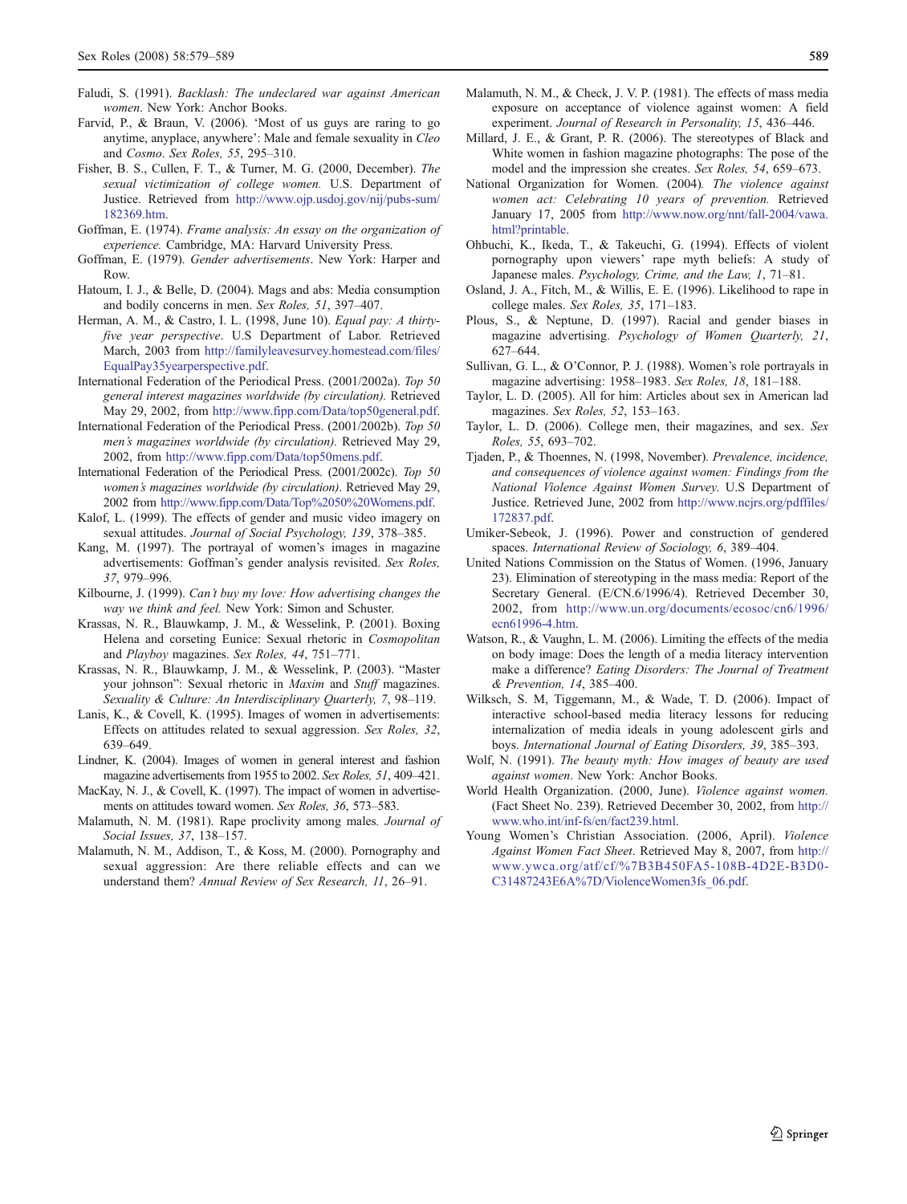Faludi, S. (1991). *Backlash: The undeclared war against American women*. New York: Anchor Books.

Farvid, P., & Braun, V. (2006). 'Most of us guys are raring to go anytime, anyplace, anywhere': Male and female sexuality in *Cleo* and *Cosmo*. *Sex Roles, 55*, 295–310.

Fisher, B. S., Cullen, F. T., & Turner, M. G. (2000, December). *The sexual victimization of college women.* U.S. Department of Justice. Retrieved from http://www.ojp.usdoj.gov/nij/pubs-sum/182369.htm.

Goffman, E. (1974). *Frame analysis: An essay on the organization of experience.* Cambridge, MA: Harvard University Press.

Goffman, E. (1979). *Gender advertisements*. New York: Harper and Row.

Hatoum, I. J., & Belle, D. (2004). Mags and abs: Media consumption and bodily concerns in men. *Sex Roles, 51*, 397–407.

Herman, A. M., & Castro, I. L. (1998, June 10). *Equal pay: A thirty-five year perspective*. U.S Department of Labor. Retrieved March, 2003 from http://familyleavesurvey.homestead.com/files/EqualPay35yearperspective.pdf.

International Federation of the Periodical Press. (2001/2002a). *Top 50 general interest magazines worldwide (by circulation).* Retrieved May 29, 2002, from http://www.fipp.com/Data/top50general.pdf.

International Federation of the Periodical Press. (2001/2002b). *Top 50 men's magazines worldwide (by circulation).* Retrieved May 29, 2002, from http://www.fipp.com/Data/top50mens.pdf.

International Federation of the Periodical Press. (2001/2002c). *Top 50 women's magazines worldwide (by circulation)*. Retrieved May 29, 2002 from http://www.fipp.com/Data/Top%2050%20Womens.pdf.

Kalof, L. (1999). The effects of gender and music video imagery on sexual attitudes. *Journal of Social Psychology, 139*, 378–385.

Kang, M. (1997). The portrayal of women's images in magazine advertisements: Goffman's gender analysis revisited. *Sex Roles, 37*, 979–996.

Kilbourne, J. (1999). *Can't buy my love: How advertising changes the way we think and feel.* New York: Simon and Schuster.

Krassas, N. R., Blauwkamp, J. M., & Wesselink, P. (2001). Boxing Helena and corseting Eunice: Sexual rhetoric in *Cosmopolitan* and *Playboy* magazines. *Sex Roles, 44*, 751–771.

Krassas, N. R., Blauwkamp, J. M., & Wesselink, P. (2003). "Master your johnson": Sexual rhetoric in *Maxim* and *Stuff* magazines. *Sexuality & Culture: An Interdisciplinary Quarterly, 7*, 98–119.

Lanis, K., & Covell, K. (1995). Images of women in advertisements: Effects on attitudes related to sexual aggression. *Sex Roles, 32*, 639–649.

Lindner, K. (2004). Images of women in general interest and fashion magazine advertisements from 1955 to 2002. *Sex Roles, 51*, 409–421.

MacKay, N. J., & Covell, K. (1997). The impact of women in advertisements on attitudes toward women. *Sex Roles, 36*, 573–583.

Malamuth, N. M. (1981). Rape proclivity among males*. Journal of Social Issues, 37*, 138–157.

Malamuth, N. M., Addison, T., & Koss, M. (2000). Pornography and sexual aggression: Are there reliable effects and can we understand them? *Annual Review of Sex Research, 11*, 26–91.

Malamuth, N. M., & Check, J. V. P. (1981). The effects of mass media exposure on acceptance of violence against women: A field experiment. *Journal of Research in Personality, 15*, 436–446.

Millard, J. E., & Grant, P. R. (2006). The stereotypes of Black and White women in fashion magazine photographs: The pose of the model and the impression she creates. *Sex Roles, 54*, 659–673.

National Organization for Women. (2004)*. The violence against women act: Celebrating 10 years of prevention.* Retrieved January 17, 2005 from http://www.now.org/nnt/fall-2004/vawa.html?printable.

Ohbuchi, K., Ikeda, T., & Takeuchi, G. (1994). Effects of violent pornography upon viewers' rape myth beliefs: A study of Japanese males. *Psychology, Crime, and the Law, 1*, 71–81.

Osland, J. A., Fitch, M., & Willis, E. E. (1996). Likelihood to rape in college males. *Sex Roles, 35*, 171–183.

Plous, S., & Neptune, D. (1997). Racial and gender biases in magazine advertising. *Psychology of Women Quarterly, 21*, 627–644.

Sullivan, G. L., & O'Connor, P. J. (1988). Women's role portrayals in magazine advertising: 1958–1983. *Sex Roles, 18*, 181–188.

Taylor, L. D. (2005). All for him: Articles about sex in American lad magazines. *Sex Roles, 52*, 153–163.

Taylor, L. D. (2006). College men, their magazines, and sex. *Sex Roles, 55*, 693–702.

Tjaden, P., & Thoennes, N. (1998, November). *Prevalence, incidence, and consequences of violence against women: Findings from the National Violence Against Women Survey.* U.S Department of Justice. Retrieved June, 2002 from http://www.ncjrs.org/pdffiles/172837.pdf.

Umiker-Sebeok, J. (1996). Power and construction of gendered spaces. *International Review of Sociology, 6*, 389–404.

United Nations Commission on the Status of Women. (1996, January 23). Elimination of stereotyping in the mass media: Report of the Secretary General. (E/CN.6/1996/4). Retrieved December 30, 2002, from http://www.un.org/documents/ecosoc/cn6/1996/ecn61996-4.htm.

Watson, R., & Vaughn, L. M. (2006). Limiting the effects of the media on body image: Does the length of a media literacy intervention make a difference? *Eating Disorders: The Journal of Treatment & Prevention, 14*, 385–400.

Wilksch, S. M, Tiggemann, M., & Wade, T. D. (2006). Impact of interactive school-based media literacy lessons for reducing internalization of media ideals in young adolescent girls and boys. *International Journal of Eating Disorders, 39*, 385–393.

Wolf, N. (1991). *The beauty myth: How images of beauty are used against women*. New York: Anchor Books.

World Health Organization. (2000, June). *Violence against women.* (Fact Sheet No. 239). Retrieved December 30, 2002, from http://www.who.int/inf-fs/en/fact239.html.

Young Women's Christian Association. (2006, April). *Violence Against Women Fact Sheet*. Retrieved May 8, 2007, from http://www.ywca.org/atf/cf/%7B3B450FA5-108B-4D2E-B3D0-C31487243E6A%7D/ViolenceWomen3fs_06.pdf.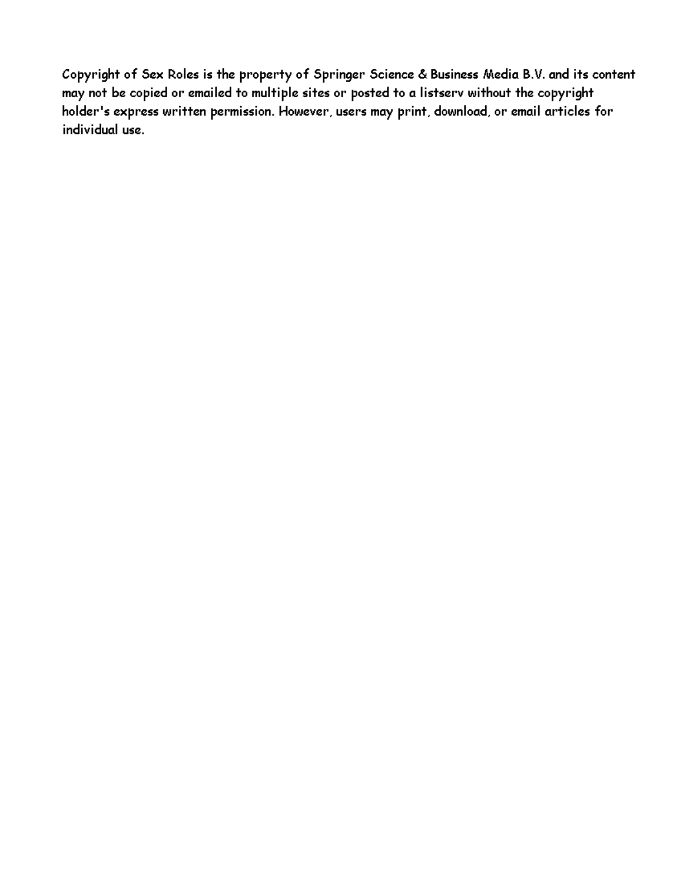Copyright of Sex Roles is the property of Springer Science & Business Media B.V. and its content may not be copied or emailed to multiple sites or posted to a listserv without the copyright holder's express written permission. However, users may print, download, or email articles for individual use.